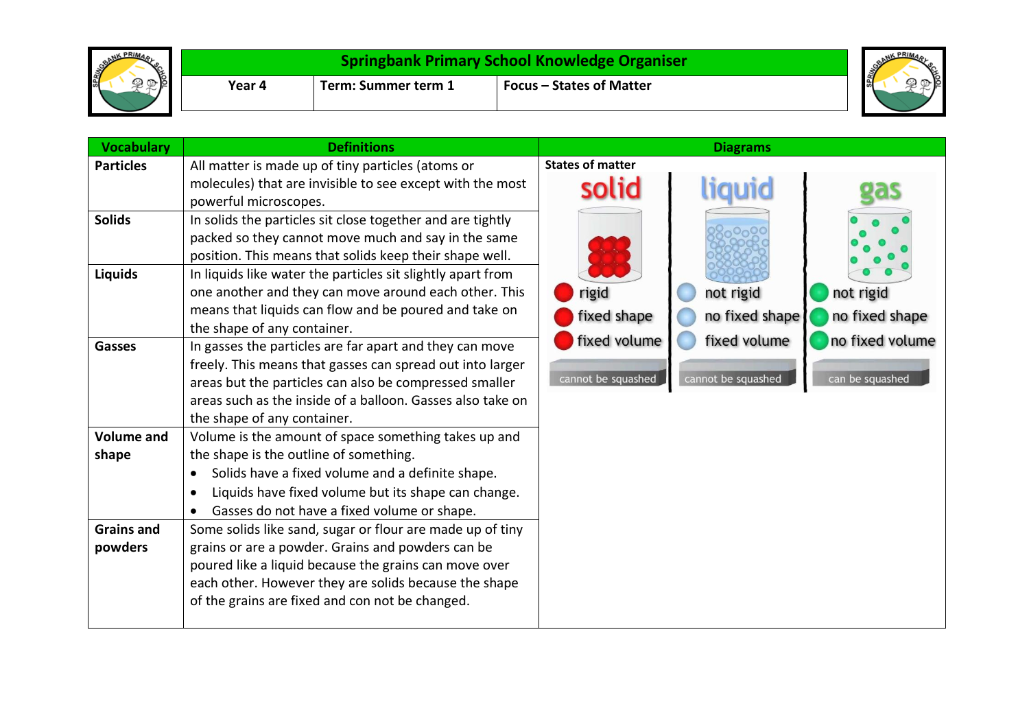# Springbank Primary School Knowledge Organiser

| Year 4 | Term: Summer term 1 | Focus – States of Matter |
| --- | --- | --- |

| Vocabulary | Definitions |
| --- | --- |
| **Particles** | All matter is made up of tiny particles (atoms or molecules) that are invisible to see except with the most powerful microscopes. |
| **Solids** | In solids the particles sit close together and are tightly packed so they cannot move much and say in the same position. This means that solids keep their shape well. |
| **Liquids** | In liquids like water the particles sit slightly apart from one another and they can move around each other. This means that liquids can flow and be poured and take on the shape of any container. |
| **Gasses** | In gasses the particles are far apart and they can move freely. This means that gasses can spread out into larger areas but the particles can also be compressed smaller areas such as the inside of a balloon. Gasses also take on the shape of any container. |
| **Volume and shape** | Volume is the amount of space something takes up and the shape is the outline of something.<br>• Solids have a fixed volume and a definite shape.<br>• Liquids have fixed volume but its shape can change.<br>• Gasses do not have a fixed volume or shape. |
| **Grains and powders** | Some solids like sand, sugar or flour are made up of tiny grains or are a powder. Grains and powders can be poured like a liquid because the grains can move over each other. However they are solids because the shape of the grains are fixed and con not be changed. |

## Diagrams

**States of matter**

solid
rigid
fixed shape
fixed volume
cannot be squashed

liquid
not rigid
no fixed shape
fixed volume
cannot be squashed

gas
not rigid
no fixed shape
no fixed volume
can be squashed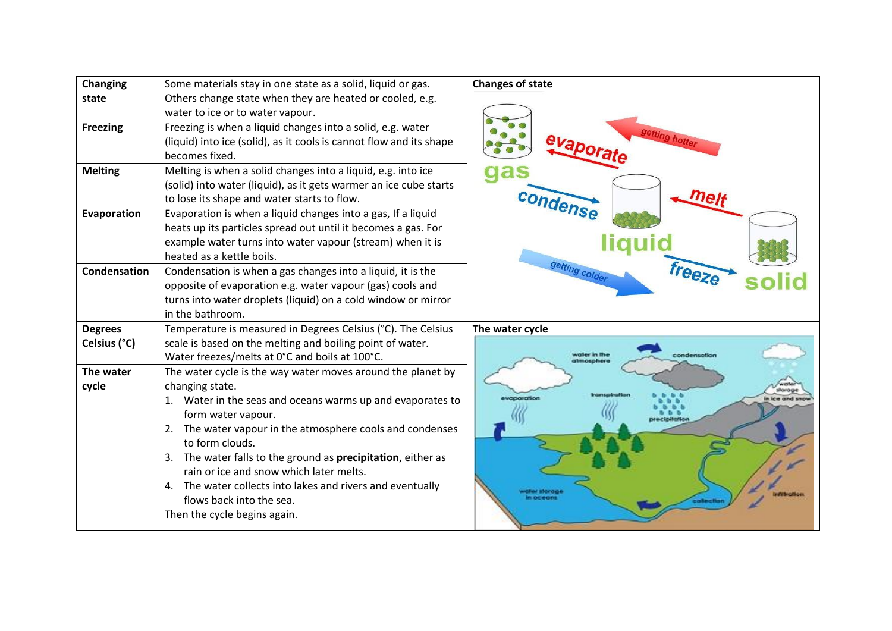| | | |
|---|---|---|
| **Changing state** | Some materials stay in one state as a solid, liquid or gas. Others change state when they are heated or cooled, e.g. water to ice or to water vapour. | **Changes of state** |
| **Freezing** | Freezing is when a liquid changes into a solid, e.g. water (liquid) into ice (solid), as it cools is cannot flow and its shape becomes fixed. | |
| **Melting** | Melting is when a solid changes into a liquid, e.g. into ice (solid) into water (liquid), as it gets warmer an ice cube starts to lose its shape and water starts to flow. | |
| **Evaporation** | Evaporation is when a liquid changes into a gas, If a liquid heats up its particles spread out until it becomes a gas. For example water turns into water vapour (stream) when it is heated as a kettle boils. | |
| **Condensation** | Condensation is when a gas changes into a liquid, it is the opposite of evaporation e.g. water vapour (gas) cools and turns into water droplets (liquid) on a cold window or mirror in the bathroom. | |
| **Degrees Celsius (°C)** | Temperature is measured in Degrees Celsius (°C). The Celsius scale is based on the melting and boiling point of water. Water freezes/melts at 0°C and boils at 100°C. | **The water cycle** |
| **The water cycle** | The water cycle is the way water moves around the planet by changing state.<br>1. Water in the seas and oceans warms up and evaporates to form water vapour.<br>2. The water vapour in the atmosphere cools and condenses to form clouds.<br>3. The water falls to the ground as **precipitation**, either as rain or ice and snow which later melts.<br>4. The water collects into lakes and rivers and eventually flows back into the sea.<br>Then the cycle begins again. | |

gas
evaporate
getting hotter
condense
liquid
melt
getting colder
freeze
solid

water in the atmosphere
condensation
evaporation
transpiration
precipitation
water storage in ice and snow
water storage in oceans
collection
infiltration